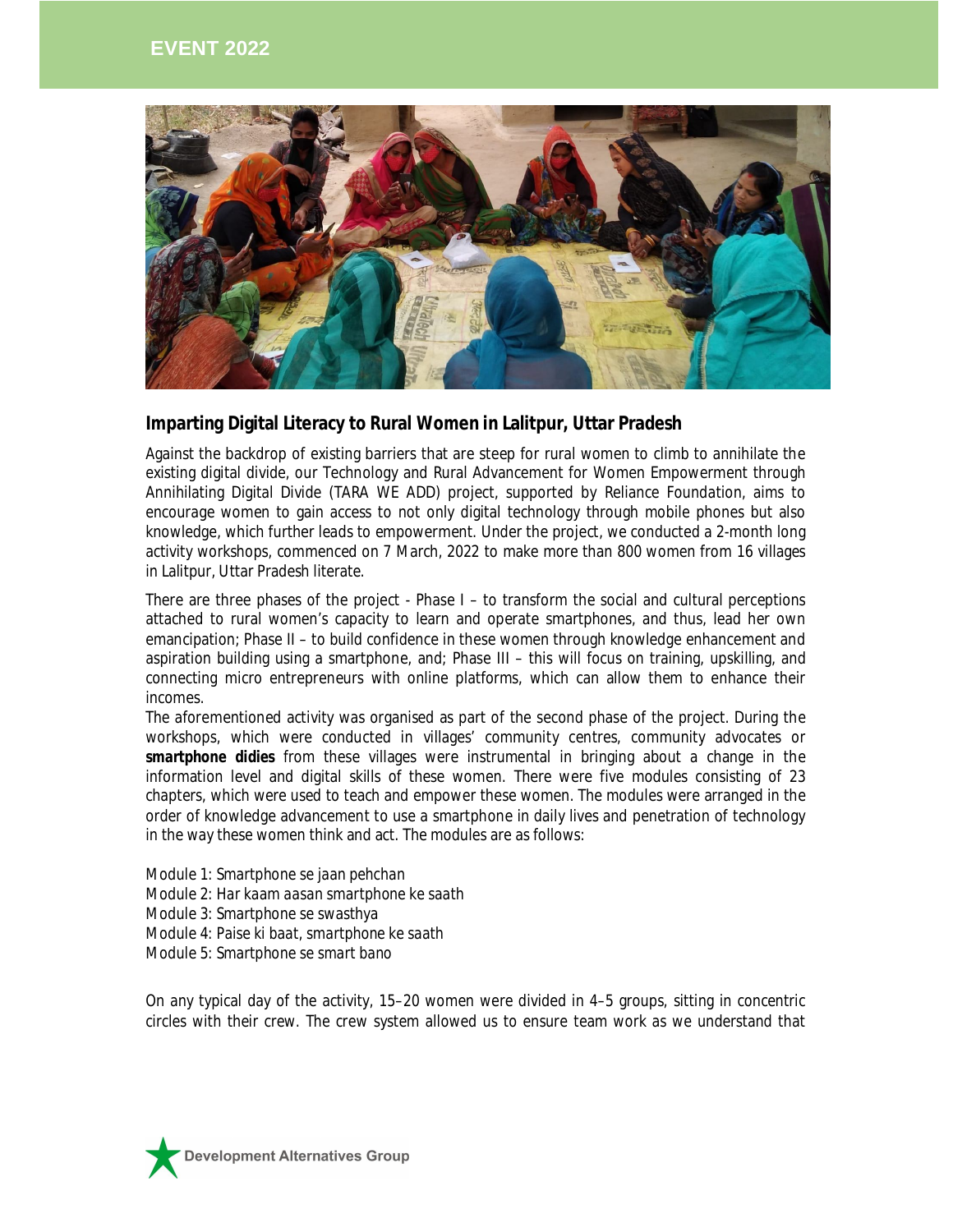# EVENT 2022

## Imparting Digital Literacy to Rural Women in Lalitpur, Uttar Pradesh

Against the backdrop of existing barriers that are steep for rural women to climb to annihilate the existing digital divide, our Technology and Rural Advancement for Women Empowerment through Annihilating Digital Divide (TARA WE ADD) project, supported by Reliance Foundation, aims to encourage women to gain access to not only digital technology through mobile phones but also knowledge, which further leads to empowerment. Under the project, we conducted a 2-month long activity workshops, commenced on 7 March, 2022 to make more than 800 women from 16 villages in Lalitpur, Uttar Pradesh literate.

There are three phases of the project - Phase I – to transform the social and cultural perceptions attached to rural women's capacity to learn and operate smartphones, and thus, lead her own emancipation; Phase II – to build confidence in these women through knowledge enhancement and aspiration building using a smartphone, and; Phase III – this will focus on training, upskilling, and connecting micro entrepreneurs with online platforms, which can allow them to enhance their incomes.

The aforementioned activity was organised as part of the second phase of the project. During the workshops, which were conducted in villages' community centres, community advocates or **smartphone didies** from these villages were instrumental in bringing about a change in the information level and digital skills of these women. There were five modules consisting of 23 chapters, which were used to teach and empower these women. The modules were arranged in the order of knowledge advancement to use a smartphone in daily lives and penetration of technology in the way these women think and act. The modules are as follows:

Module 1: Smartphone se jaan pehchan
Module 2: Har kaam aasan smartphone ke saath
Module 3: Smartphone se swasthya
Module 4: Paise ki baat, smartphone ke saath
Module 5: Smartphone se smart bano

On any typical day of the activity, 15–20 women were divided in 4–5 groups, sitting in concentric circles with their crew. The crew system allowed us to ensure team work as we understand that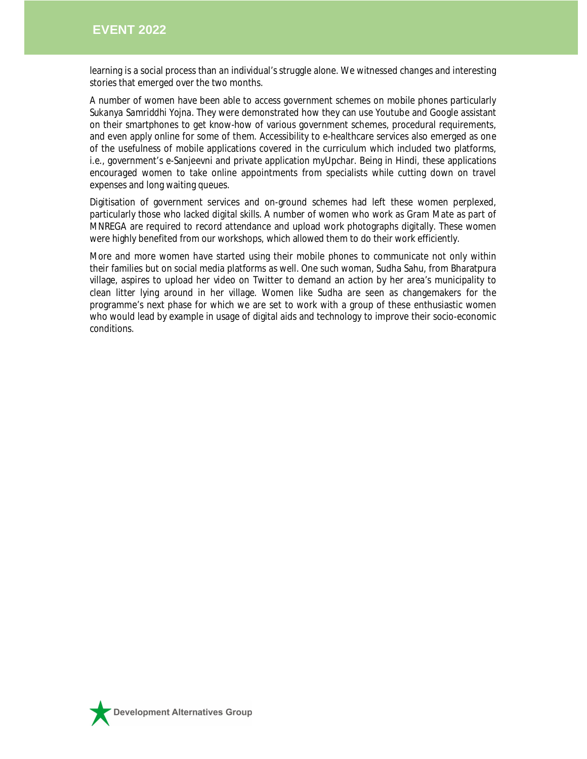learning is a social process than an individual's struggle alone. We witnessed changes and interesting stories that emerged over the two months.

A number of women have been able to access government schemes on mobile phones particularly *Sukanya Samriddhi Yojna*. They were demonstrated how they can use Youtube and Google assistant on their smartphones to get know-how of various government schemes, procedural requirements, and even apply online for some of them. Accessibility to e-healthcare services also emerged as one of the usefulness of mobile applications covered in the curriculum which included two platforms, i.e., government's e-Sanjeevni and private application myUpchar. Being in Hindi, these applications encouraged women to take online appointments from specialists while cutting down on travel expenses and long waiting queues.

Digitisation of government services and on-ground schemes had left these women perplexed, particularly those who lacked digital skills. A number of women who work as Gram Mate as part of MNREGA are required to record attendance and upload work photographs digitally. These women were highly benefited from our workshops, which allowed them to do their work efficiently.

More and more women have started using their mobile phones to communicate not only within their families but on social media platforms as well. One such woman, Sudha Sahu, from Bharatpura village, aspires to upload her video on Twitter to demand an action by her area's municipality to clean litter lying around in her village. Women like Sudha are seen as changemakers for the programme's next phase for which we are set to work with a group of these enthusiastic women who would lead by example in usage of digital aids and technology to improve their socio-economic conditions.